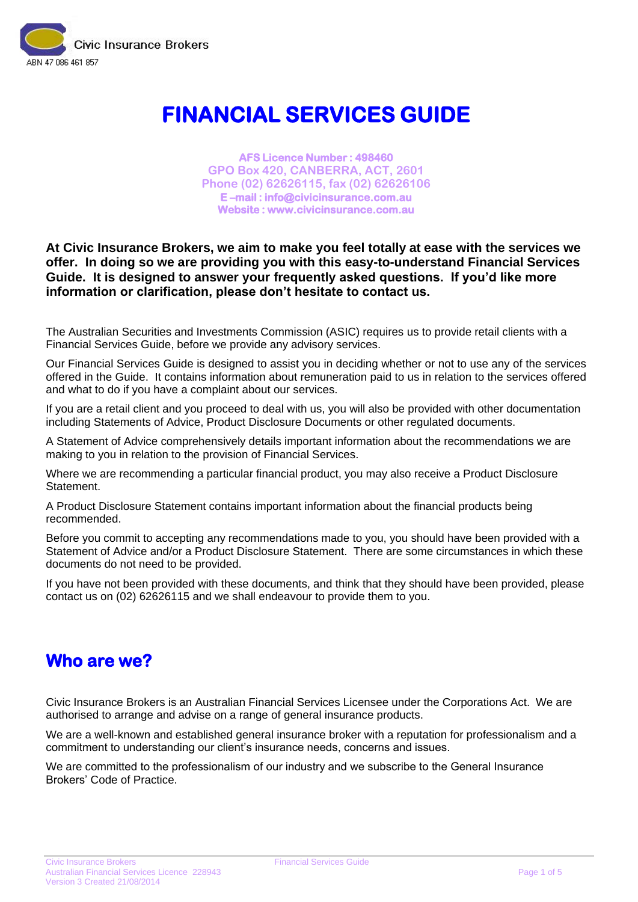Civic Insurance Brokers
ABN 47 086 461 857

# FINANCIAL SERVICES GUIDE

**AFS Licence Number : 498460**
**GPO Box 420, CANBERRA, ACT, 2601**
**Phone (02) 62626115, fax (02) 62626106**
**E –mail : info@civicinsurance.com.au**
**Website : www.civicinsurance.com.au**

**At Civic Insurance Brokers, we aim to make you feel totally at ease with the services we offer. In doing so we are providing you with this easy-to-understand Financial Services Guide. It is designed to answer your frequently asked questions. If you'd like more information or clarification, please don't hesitate to contact us.**

The Australian Securities and Investments Commission (ASIC) requires us to provide retail clients with a Financial Services Guide, before we provide any advisory services.

Our Financial Services Guide is designed to assist you in deciding whether or not to use any of the services offered in the Guide. It contains information about remuneration paid to us in relation to the services offered and what to do if you have a complaint about our services.

If you are a retail client and you proceed to deal with us, you will also be provided with other documentation including Statements of Advice, Product Disclosure Documents or other regulated documents.

A Statement of Advice comprehensively details important information about the recommendations we are making to you in relation to the provision of Financial Services.

Where we are recommending a particular financial product, you may also receive a Product Disclosure Statement.

A Product Disclosure Statement contains important information about the financial products being recommended.

Before you commit to accepting any recommendations made to you, you should have been provided with a Statement of Advice and/or a Product Disclosure Statement. There are some circumstances in which these documents do not need to be provided.

If you have not been provided with these documents, and think that they should have been provided, please contact us on (02) 62626115 and we shall endeavour to provide them to you.

## Who are we?

Civic Insurance Brokers is an Australian Financial Services Licensee under the Corporations Act. We are authorised to arrange and advise on a range of general insurance products.

We are a well-known and established general insurance broker with a reputation for professionalism and a commitment to understanding our client's insurance needs, concerns and issues.

We are committed to the professionalism of our industry and we subscribe to the General Insurance Brokers' Code of Practice.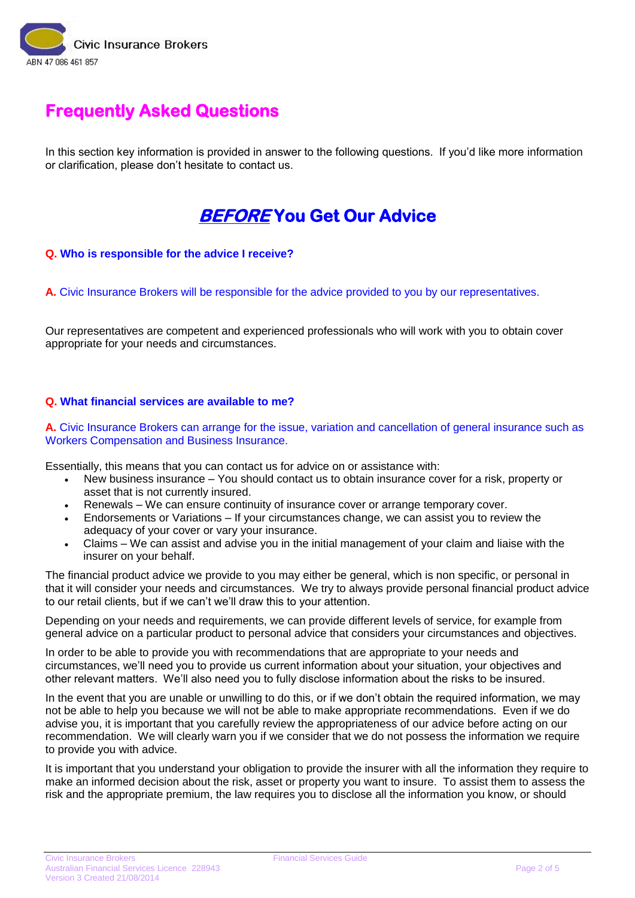Civic Insurance Brokers
ABN 47 086 461 857

# Frequently Asked Questions

In this section key information is provided in answer to the following questions. If you'd like more information or clarification, please don't hesitate to contact us.

## ***BEFORE*** You Get Our Advice

**Q. Who is responsible for the advice I receive?**

**A.** Civic Insurance Brokers will be responsible for the advice provided to you by our representatives.

Our representatives are competent and experienced professionals who will work with you to obtain cover appropriate for your needs and circumstances.

**Q. What financial services are available to me?**

**A.** Civic Insurance Brokers can arrange for the issue, variation and cancellation of general insurance such as Workers Compensation and Business Insurance.

Essentially, this means that you can contact us for advice on or assistance with:

- New business insurance – You should contact us to obtain insurance cover for a risk, property or asset that is not currently insured.
- Renewals – We can ensure continuity of insurance cover or arrange temporary cover.
- Endorsements or Variations – If your circumstances change, we can assist you to review the adequacy of your cover or vary your insurance.
- Claims – We can assist and advise you in the initial management of your claim and liaise with the insurer on your behalf.

The financial product advice we provide to you may either be general, which is non specific, or personal in that it will consider your needs and circumstances. We try to always provide personal financial product advice to our retail clients, but if we can't we'll draw this to your attention.

Depending on your needs and requirements, we can provide different levels of service, for example from general advice on a particular product to personal advice that considers your circumstances and objectives.

In order to be able to provide you with recommendations that are appropriate to your needs and circumstances, we'll need you to provide us current information about your situation, your objectives and other relevant matters. We'll also need you to fully disclose information about the risks to be insured.

In the event that you are unable or unwilling to do this, or if we don't obtain the required information, we may not be able to help you because we will not be able to make appropriate recommendations. Even if we do advise you, it is important that you carefully review the appropriateness of our advice before acting on our recommendation. We will clearly warn you if we consider that we do not possess the information we require to provide you with advice.

It is important that you understand your obligation to provide the insurer with all the information they require to make an informed decision about the risk, asset or property you want to insure. To assist them to assess the risk and the appropriate premium, the law requires you to disclose all the information you know, or should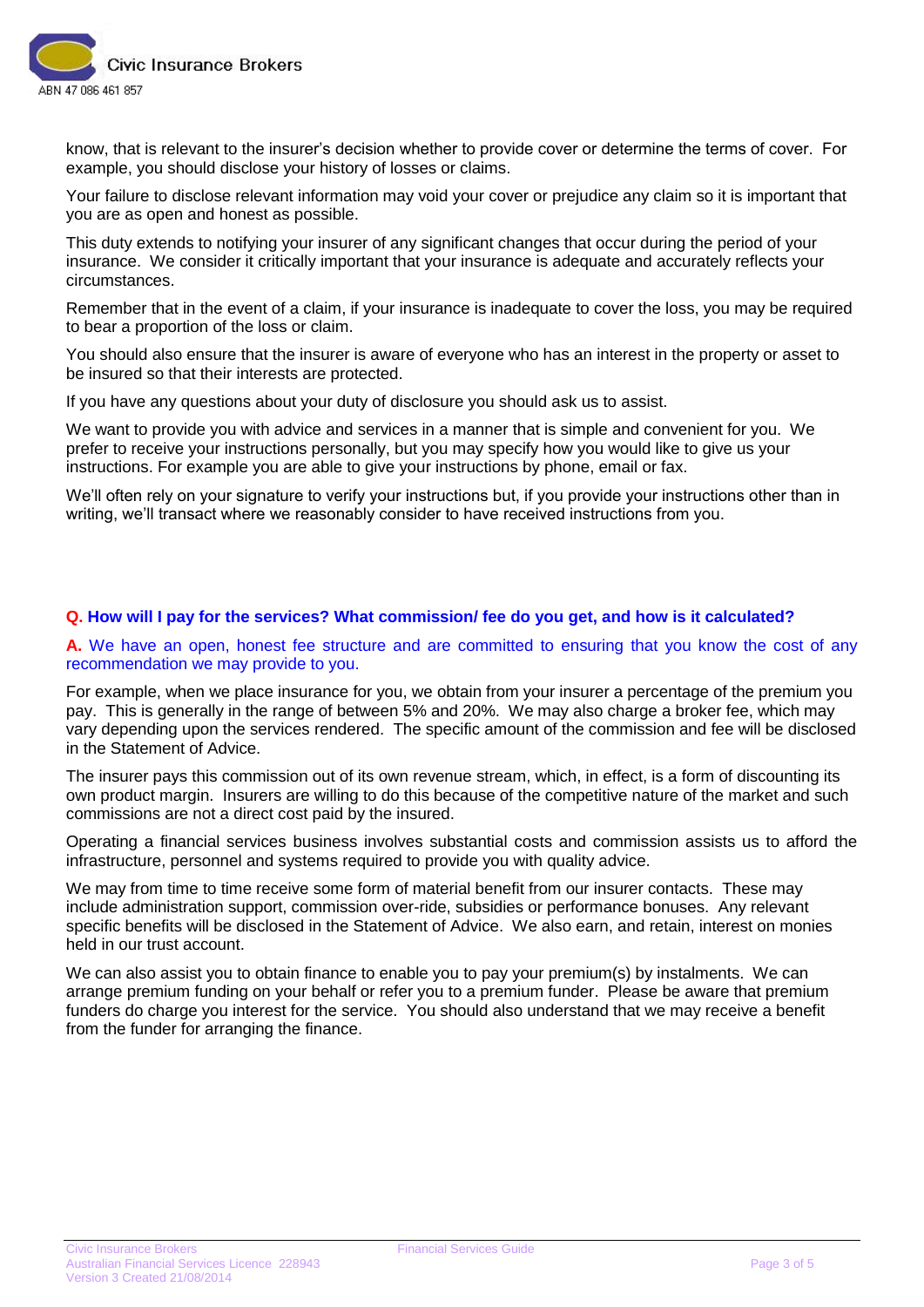know, that is relevant to the insurer's decision whether to provide cover or determine the terms of cover. For example, you should disclose your history of losses or claims.

Your failure to disclose relevant information may void your cover or prejudice any claim so it is important that you are as open and honest as possible.

This duty extends to notifying your insurer of any significant changes that occur during the period of your insurance. We consider it critically important that your insurance is adequate and accurately reflects your circumstances.

Remember that in the event of a claim, if your insurance is inadequate to cover the loss, you may be required to bear a proportion of the loss or claim.

You should also ensure that the insurer is aware of everyone who has an interest in the property or asset to be insured so that their interests are protected.

If you have any questions about your duty of disclosure you should ask us to assist.

We want to provide you with advice and services in a manner that is simple and convenient for you. We prefer to receive your instructions personally, but you may specify how you would like to give us your instructions. For example you are able to give your instructions by phone, email or fax.

We'll often rely on your signature to verify your instructions but, if you provide your instructions other than in writing, we'll transact where we reasonably consider to have received instructions from you.

**Q. How will I pay for the services? What commission/ fee do you get, and how is it calculated?**

**A.** We have an open, honest fee structure and are committed to ensuring that you know the cost of any recommendation we may provide to you.

For example, when we place insurance for you, we obtain from your insurer a percentage of the premium you pay. This is generally in the range of between 5% and 20%. We may also charge a broker fee, which may vary depending upon the services rendered. The specific amount of the commission and fee will be disclosed in the Statement of Advice.

The insurer pays this commission out of its own revenue stream, which, in effect, is a form of discounting its own product margin. Insurers are willing to do this because of the competitive nature of the market and such commissions are not a direct cost paid by the insured.

Operating a financial services business involves substantial costs and commission assists us to afford the infrastructure, personnel and systems required to provide you with quality advice.

We may from time to time receive some form of material benefit from our insurer contacts. These may include administration support, commission over-ride, subsidies or performance bonuses. Any relevant specific benefits will be disclosed in the Statement of Advice. We also earn, and retain, interest on monies held in our trust account.

We can also assist you to obtain finance to enable you to pay your premium(s) by instalments. We can arrange premium funding on your behalf or refer you to a premium funder. Please be aware that premium funders do charge you interest for the service. You should also understand that we may receive a benefit from the funder for arranging the finance.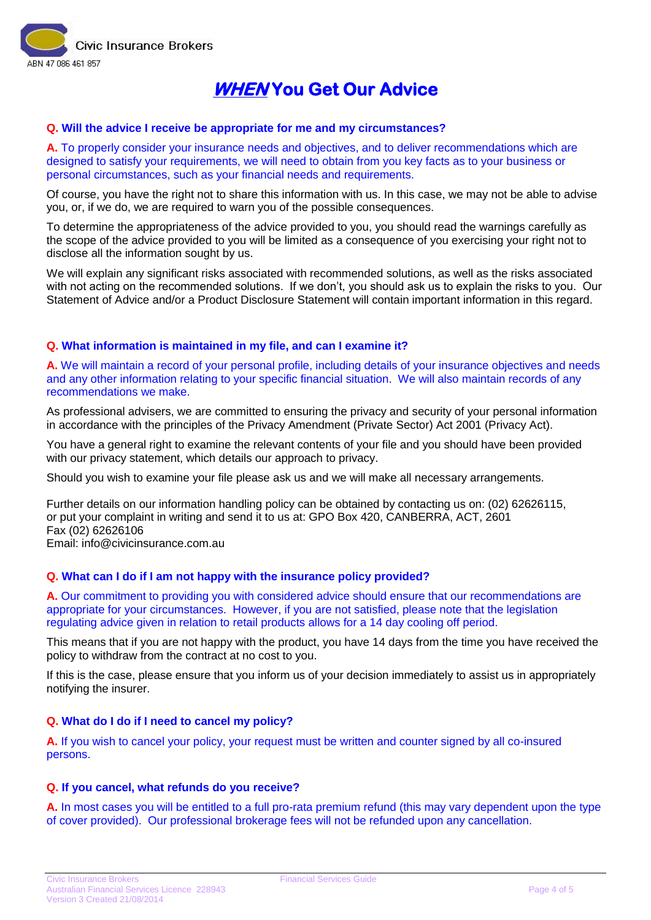Civic Insurance Brokers
ABN 47 086 461 857

# ***WHEN*** You Get Our Advice

**Q. Will the advice I receive be appropriate for me and my circumstances?**

**A.** To properly consider your insurance needs and objectives, and to deliver recommendations which are designed to satisfy your requirements, we will need to obtain from you key facts as to your business or personal circumstances, such as your financial needs and requirements.

Of course, you have the right not to share this information with us. In this case, we may not be able to advise you, or, if we do, we are required to warn you of the possible consequences.

To determine the appropriateness of the advice provided to you, you should read the warnings carefully as the scope of the advice provided to you will be limited as a consequence of you exercising your right not to disclose all the information sought by us.

We will explain any significant risks associated with recommended solutions, as well as the risks associated with not acting on the recommended solutions. If we don't, you should ask us to explain the risks to you. Our Statement of Advice and/or a Product Disclosure Statement will contain important information in this regard.

**Q. What information is maintained in my file, and can I examine it?**

**A.** We will maintain a record of your personal profile, including details of your insurance objectives and needs and any other information relating to your specific financial situation. We will also maintain records of any recommendations we make.

As professional advisers, we are committed to ensuring the privacy and security of your personal information in accordance with the principles of the Privacy Amendment (Private Sector) Act 2001 (Privacy Act).

You have a general right to examine the relevant contents of your file and you should have been provided with our privacy statement, which details our approach to privacy.

Should you wish to examine your file please ask us and we will make all necessary arrangements.

Further details on our information handling policy can be obtained by contacting us on: (02) 62626115, or put your complaint in writing and send it to us at: GPO Box 420, CANBERRA, ACT, 2601
Fax (02) 62626106
Email: info@civicinsurance.com.au

**Q. What can I do if I am not happy with the insurance policy provided?**

**A.** Our commitment to providing you with considered advice should ensure that our recommendations are appropriate for your circumstances. However, if you are not satisfied, please note that the legislation regulating advice given in relation to retail products allows for a 14 day cooling off period.

This means that if you are not happy with the product, you have 14 days from the time you have received the policy to withdraw from the contract at no cost to you.

If this is the case, please ensure that you inform us of your decision immediately to assist us in appropriately notifying the insurer.

**Q. What do I do if I need to cancel my policy?**

**A.** If you wish to cancel your policy, your request must be written and counter signed by all co-insured persons.

**Q. If you cancel, what refunds do you receive?**

**A.** In most cases you will be entitled to a full pro-rata premium refund (this may vary dependent upon the type of cover provided). Our professional brokerage fees will not be refunded upon any cancellation.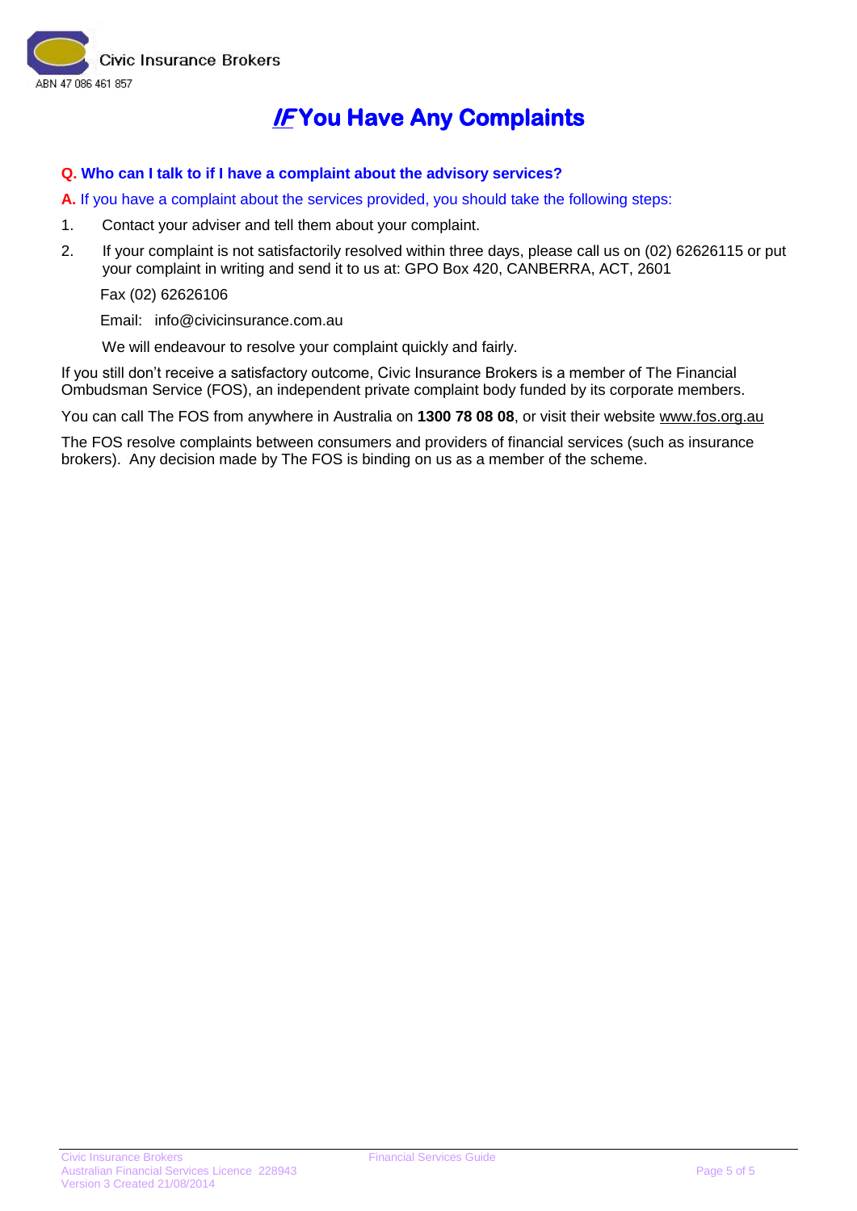# *IF* You Have Any Complaints

**Q. Who can I talk to if I have a complaint about the advisory services?**

**A.** If you have a complaint about the services provided, you should take the following steps:

1. Contact your adviser and tell them about your complaint.
2. If your complaint is not satisfactorily resolved within three days, please call us on (02) 62626115 or put your complaint in writing and send it to us at: GPO Box 420, CANBERRA, ACT, 2601

   Fax (02) 62626106

   Email: info@civicinsurance.com.au

   We will endeavour to resolve your complaint quickly and fairly.

If you still don't receive a satisfactory outcome, Civic Insurance Brokers is a member of The Financial Ombudsman Service (FOS), an independent private complaint body funded by its corporate members.

You can call The FOS from anywhere in Australia on **1300 78 08 08**, or visit their website www.fos.org.au

The FOS resolve complaints between consumers and providers of financial services (such as insurance brokers). Any decision made by The FOS is binding on us as a member of the scheme.